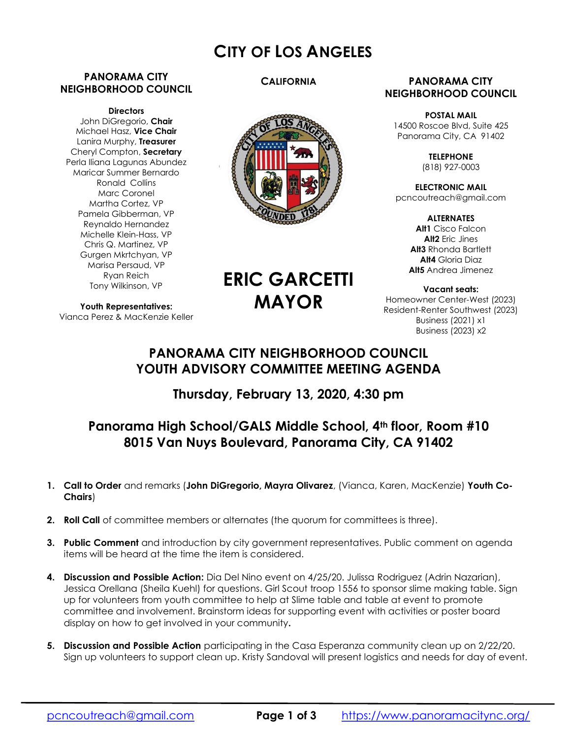# CITY OF LOS ANGELES

**PANORAMA CITY NEIGHBORHOOD COUNCIL**

**Directors**
John DiGregorio, **Chair**
Michael Hasz, **Vice Chair**
Lanira Murphy, **Treasurer**
Cheryl Compton, **Secretary**
Perla Iliana Lagunas Abundez
Maricar Summer Bernardo
Ronald Collins
Marc Coronel
Martha Cortez, VP
Pamela Gibberman, VP
Reynaldo Hernandez
Michelle Klein-Hass, VP
Chris Q. Martinez, VP
Gurgen Mkrtchyan, VP
Marisa Persaud, VP
Ryan Reich
Tony Wilkinson, VP

**Youth Representatives:**
Vianca Perez & MacKenzie Keller

**CALIFORNIA**

**ERIC GARCETTI**
**MAYOR**

**PANORAMA CITY NEIGHBORHOOD COUNCIL**

**POSTAL MAIL**
14500 Roscoe Blvd, Suite 425
Panorama City, CA 91402

**TELEPHONE**
(818) 927-0003

**ELECTRONIC MAIL**
pcncoutreach@gmail.com

**ALTERNATES**
**Alt1** Cisco Falcon
**Alt2** Eric Jines
**Alt3** Rhonda Bartlett
**Alt4** Gloria Diaz
**Alt5** Andrea Jimenez

**Vacant seats:**
Homeowner Center-West (2023)
Resident-Renter Southwest (2023)
Business (2021) x1
Business (2023) x2

## PANORAMA CITY NEIGHBORHOOD COUNCIL YOUTH ADVISORY COMMITTEE MEETING AGENDA

### Thursday, February 13, 2020, 4:30 pm

### Panorama High School/GALS Middle School, 4th floor, Room #10 8015 Van Nuys Boulevard, Panorama City, CA 91402

1. **Call to Order** and remarks (**John DiGregorio, Mayra Olivarez**, (Vianca, Karen, MacKenzie) **Youth Co-Chairs**)
2. **Roll Call** of committee members or alternates (the quorum for committees is three).
3. **Public Comment** and introduction by city government representatives. Public comment on agenda items will be heard at the time the item is considered.
4. **Discussion and Possible Action:** Dia Del Nino event on 4/25/20. Julissa Rodriguez (Adrin Nazarian), Jessica Orellana (Sheila Kuehl) for questions. Girl Scout troop 1556 to sponsor slime making table. Sign up for volunteers from youth committee to help at Slime table and table at event to promote committee and involvement. Brainstorm ideas for supporting event with activities or poster board display on how to get involved in your community**.**
5. **Discussion and Possible Action** participating in the Casa Esperanza community clean up on 2/22/20. Sign up volunteers to support clean up. Kristy Sandoval will present logistics and needs for day of event.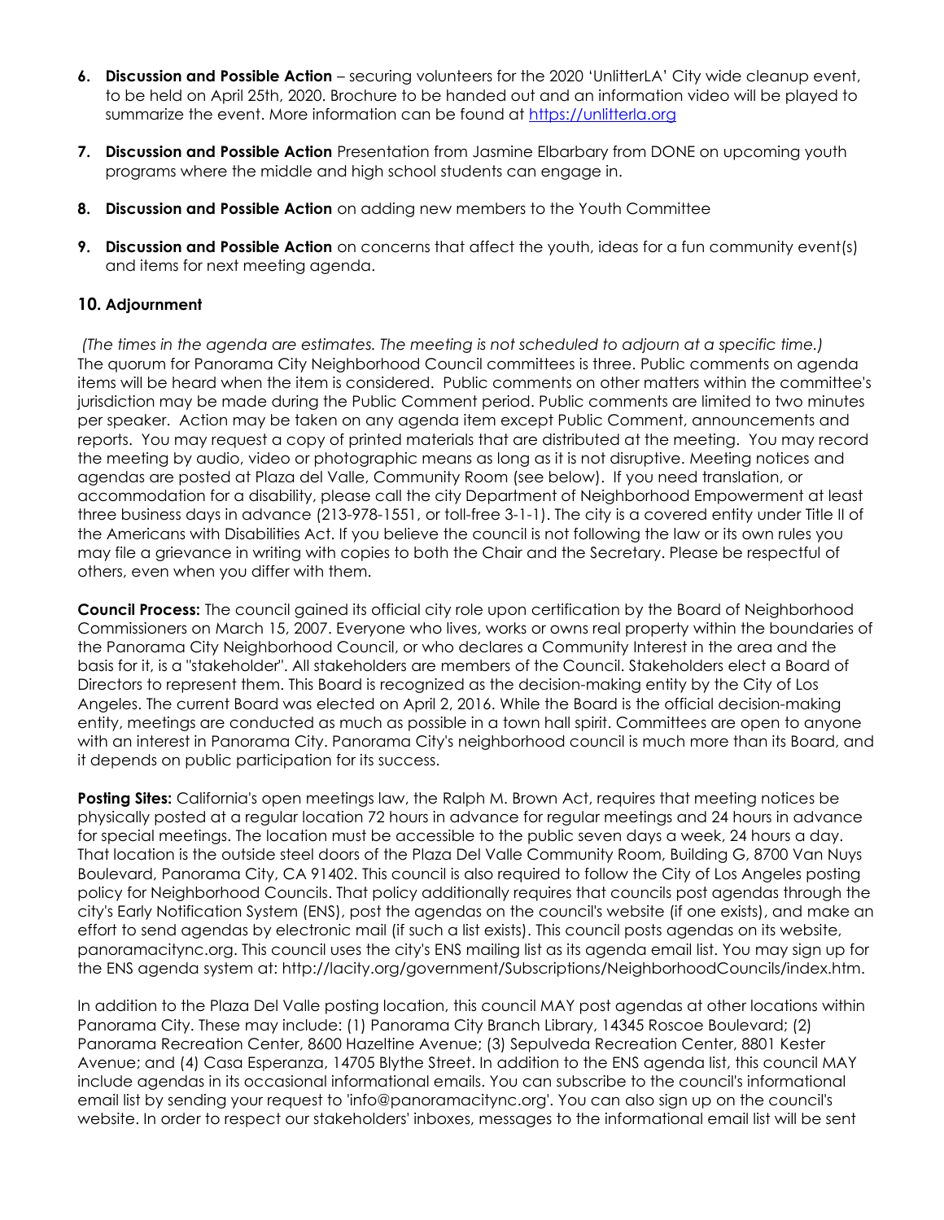6. **Discussion and Possible Action** – securing volunteers for the 2020 'UnlitterLA' City wide cleanup event, to be held on April 25th, 2020. Brochure to be handed out and an information video will be played to summarize the event. More information can be found at https://unlitterla.org

7. **Discussion and Possible Action** Presentation from Jasmine Elbarbary from DONE on upcoming youth programs where the middle and high school students can engage in.

8. **Discussion and Possible Action** on adding new members to the Youth Committee

9. **Discussion and Possible Action** on concerns that affect the youth, ideas for a fun community event(s) and items for next meeting agenda.

**10. Adjournment**

*(The times in the agenda are estimates. The meeting is not scheduled to adjourn at a specific time.)*
The quorum for Panorama City Neighborhood Council committees is three. Public comments on agenda items will be heard when the item is considered. Public comments on other matters within the committee's jurisdiction may be made during the Public Comment period. Public comments are limited to two minutes per speaker. Action may be taken on any agenda item except Public Comment, announcements and reports. You may request a copy of printed materials that are distributed at the meeting. You may record the meeting by audio, video or photographic means as long as it is not disruptive. Meeting notices and agendas are posted at Plaza del Valle, Community Room (see below). If you need translation, or accommodation for a disability, please call the city Department of Neighborhood Empowerment at least three business days in advance (213-978-1551, or toll-free 3-1-1). The city is a covered entity under Title II of the Americans with Disabilities Act. If you believe the council is not following the law or its own rules you may file a grievance in writing with copies to both the Chair and the Secretary. Please be respectful of others, even when you differ with them.

**Council Process:** The council gained its official city role upon certification by the Board of Neighborhood Commissioners on March 15, 2007. Everyone who lives, works or owns real property within the boundaries of the Panorama City Neighborhood Council, or who declares a Community Interest in the area and the basis for it, is a "stakeholder". All stakeholders are members of the Council. Stakeholders elect a Board of Directors to represent them. This Board is recognized as the decision-making entity by the City of Los Angeles. The current Board was elected on April 2, 2016. While the Board is the official decision-making entity, meetings are conducted as much as possible in a town hall spirit. Committees are open to anyone with an interest in Panorama City. Panorama City's neighborhood council is much more than its Board, and it depends on public participation for its success.

**Posting Sites:** California's open meetings law, the Ralph M. Brown Act, requires that meeting notices be physically posted at a regular location 72 hours in advance for regular meetings and 24 hours in advance for special meetings. The location must be accessible to the public seven days a week, 24 hours a day. That location is the outside steel doors of the Plaza Del Valle Community Room, Building G, 8700 Van Nuys Boulevard, Panorama City, CA 91402. This council is also required to follow the City of Los Angeles posting policy for Neighborhood Councils. That policy additionally requires that councils post agendas through the city's Early Notification System (ENS), post the agendas on the council's website (if one exists), and make an effort to send agendas by electronic mail (if such a list exists). This council posts agendas on its website, panoramacitync.org. This council uses the city's ENS mailing list as its agenda email list. You may sign up for the ENS agenda system at: http://lacity.org/government/Subscriptions/NeighborhoodCouncils/index.htm.

In addition to the Plaza Del Valle posting location, this council MAY post agendas at other locations within Panorama City. These may include: (1) Panorama City Branch Library, 14345 Roscoe Boulevard; (2) Panorama Recreation Center, 8600 Hazeltine Avenue; (3) Sepulveda Recreation Center, 8801 Kester Avenue; and (4) Casa Esperanza, 14705 Blythe Street. In addition to the ENS agenda list, this council MAY include agendas in its occasional informational emails. You can subscribe to the council's informational email list by sending your request to 'info@panoramacitync.org'. You can also sign up on the council's website. In order to respect our stakeholders' inboxes, messages to the informational email list will be sent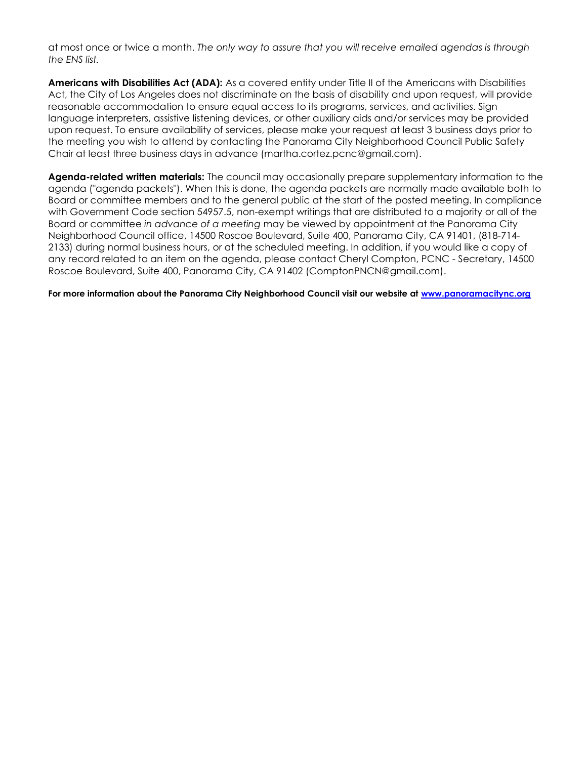at most once or twice a month. *The only way to assure that you will receive emailed agendas is through the ENS list.*

**Americans with Disabilities Act (ADA):** As a covered entity under Title II of the Americans with Disabilities Act, the City of Los Angeles does not discriminate on the basis of disability and upon request, will provide reasonable accommodation to ensure equal access to its programs, services, and activities. Sign language interpreters, assistive listening devices, or other auxiliary aids and/or services may be provided upon request. To ensure availability of services, please make your request at least 3 business days prior to the meeting you wish to attend by contacting the Panorama City Neighborhood Council Public Safety Chair at least three business days in advance (martha.cortez.pcnc@gmail.com).

**Agenda-related written materials:** The council may occasionally prepare supplementary information to the agenda ("agenda packets"). When this is done, the agenda packets are normally made available both to Board or committee members and to the general public at the start of the posted meeting. In compliance with Government Code section 54957.5, non-exempt writings that are distributed to a majority or all of the Board or committee *in advance of a meeting* may be viewed by appointment at the Panorama City Neighborhood Council office, 14500 Roscoe Boulevard, Suite 400, Panorama City, CA 91401, (818-714-2133) during normal business hours, or at the scheduled meeting. In addition, if you would like a copy of any record related to an item on the agenda, please contact Cheryl Compton, PCNC - Secretary, 14500 Roscoe Boulevard, Suite 400, Panorama City, CA 91402 (ComptonPNCN@gmail.com).

**For more information about the Panorama City Neighborhood Council visit our website at [www.panoramacitync.org](http://www.panoramacitync.org)**